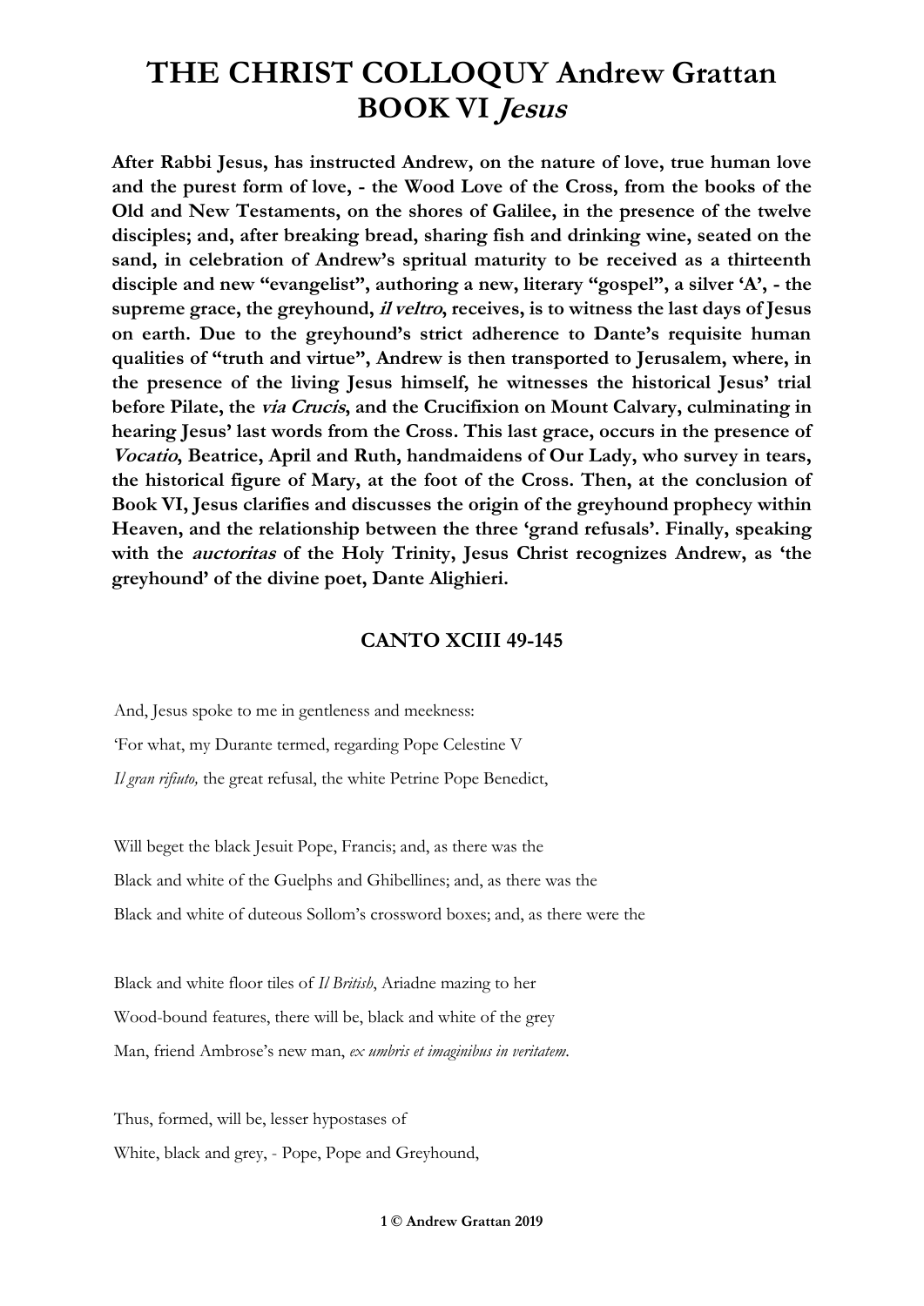# THE CHRIST COLLOQUY Andrew Grattan BOOK VI *Jesus*

**After Rabbi Jesus, has instructed Andrew, on the nature of love, true human love and the purest form of love, - the Wood Love of the Cross, from the books of the Old and New Testaments, on the shores of Galilee, in the presence of the twelve disciples; and, after breaking bread, sharing fish and drinking wine, seated on the sand, in celebration of Andrew's spritual maturity to be received as a thirteenth disciple and new "evangelist", authoring a new, literary "gospel", a silver 'A', - the supreme grace, the greyhound, *il veltro*, receives, is to witness the last days of Jesus on earth. Due to the greyhound's strict adherence to Dante's requisite human qualities of "truth and virtue", Andrew is then transported to Jerusalem, where, in the presence of the living Jesus himself, he witnesses the historical Jesus' trial before Pilate, the *via Crucis*, and the Crucifixion on Mount Calvary, culminating in hearing Jesus' last words from the Cross. This last grace, occurs in the presence of *Vocatio*, Beatrice, April and Ruth, handmaidens of Our Lady, who survey in tears, the historical figure of Mary, at the foot of the Cross. Then, at the conclusion of Book VI, Jesus clarifies and discusses the origin of the greyhound prophecy within Heaven, and the relationship between the three 'grand refusals'. Finally, speaking with the *auctoritas* of the Holy Trinity, Jesus Christ recognizes Andrew, as 'the greyhound' of the divine poet, Dante Alighieri.**

### CANTO XCIII 49-145

And, Jesus spoke to me in gentleness and meekness:
'For what, my Durante termed, regarding Pope Celestine V
*Il gran rifiuto,* the great refusal, the white Petrine Pope Benedict,

Will beget the black Jesuit Pope, Francis; and, as there was the
Black and white of the Guelphs and Ghibellines; and, as there was the
Black and white of duteous Sollom's crossword boxes; and, as there were the

Black and white floor tiles of *Il British*, Ariadne mazing to her
Wood-bound features, there will be, black and white of the grey
Man, friend Ambrose's new man, *ex umbris et imaginibus in veritatem*.

Thus, formed, will be, lesser hypostases of
White, black and grey, - Pope, Pope and Greyhound,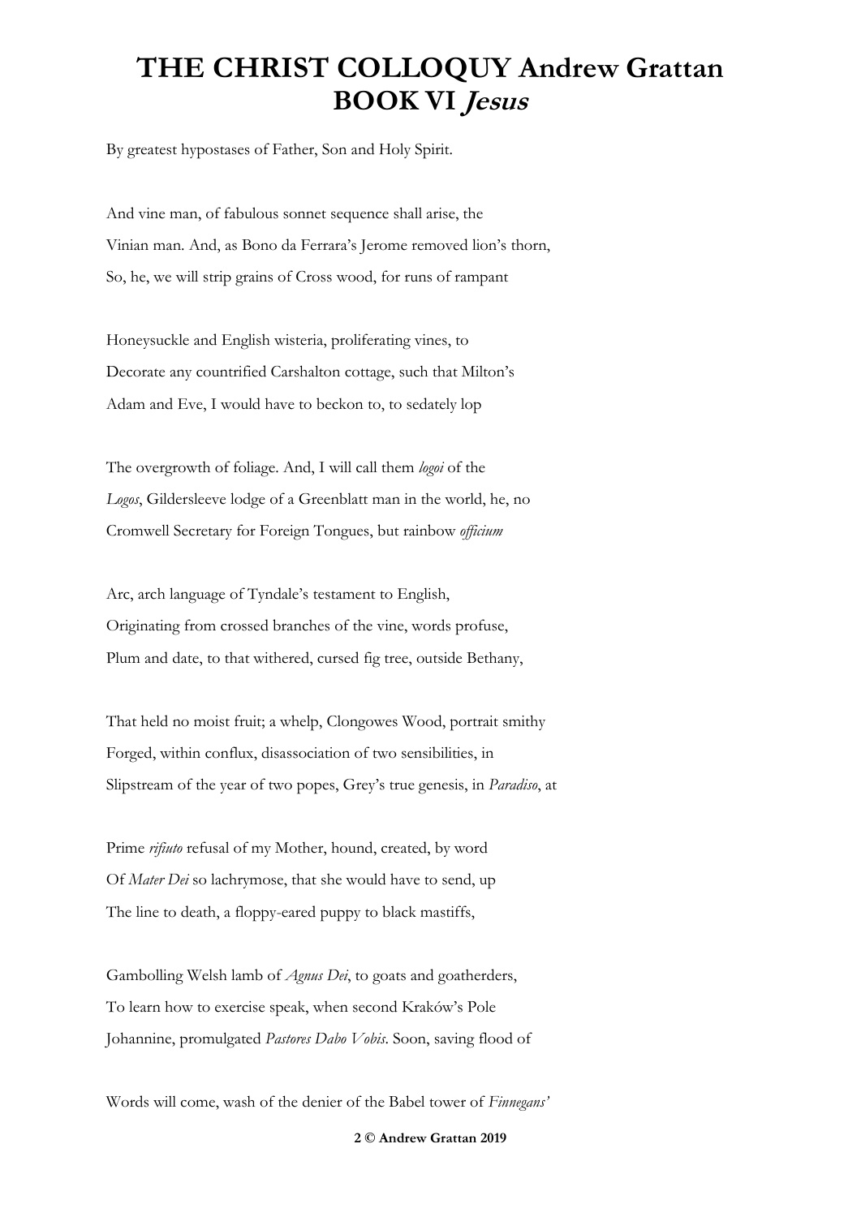# THE CHRIST COLLOQUY Andrew Grattan
## BOOK VI *Jesus*

By greatest hypostases of Father, Son and Holy Spirit.

And vine man, of fabulous sonnet sequence shall arise, the
Vinian man. And, as Bono da Ferrara's Jerome removed lion's thorn,
So, he, we will strip grains of Cross wood, for runs of rampant

Honeysuckle and English wisteria, proliferating vines, to
Decorate any countrified Carshalton cottage, such that Milton's
Adam and Eve, I would have to beckon to, to sedately lop

The overgrowth of foliage. And, I will call them *logoi* of the
*Logos*, Gildersleeve lodge of a Greenblatt man in the world, he, no
Cromwell Secretary for Foreign Tongues, but rainbow *officium*

Arc, arch language of Tyndale's testament to English,
Originating from crossed branches of the vine, words profuse,
Plum and date, to that withered, cursed fig tree, outside Bethany,

That held no moist fruit; a whelp, Clongowes Wood, portrait smithy
Forged, within conflux, disassociation of two sensibilities, in
Slipstream of the year of two popes, Grey's true genesis, in *Paradiso*, at

Prime *rifiuto* refusal of my Mother, hound, created, by word
Of *Mater Dei* so lachrymose, that she would have to send, up
The line to death, a floppy-eared puppy to black mastiffs,

Gambolling Welsh lamb of *Agnus Dei*, to goats and goatherders,
To learn how to exercise speak, when second Kraków's Pole
Johannine, promulgated *Pastores Dabo Vobis*. Soon, saving flood of

Words will come, wash of the denier of the Babel tower of *Finnegans'*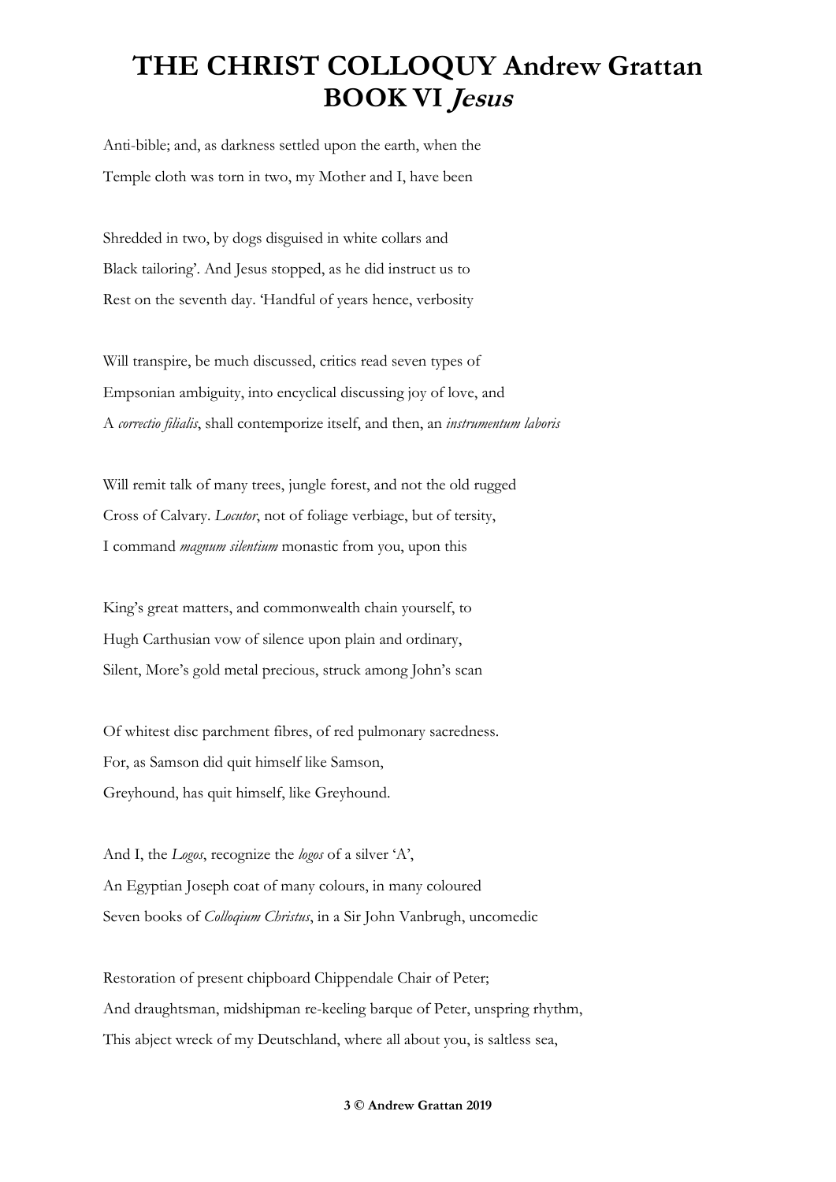# THE CHRIST COLLOQUY Andrew Grattan
## BOOK VI *Jesus*

Anti-bible; and, as darkness settled upon the earth, when the
Temple cloth was torn in two, my Mother and I, have been

Shredded in two, by dogs disguised in white collars and
Black tailoring'. And Jesus stopped, as he did instruct us to
Rest on the seventh day. 'Handful of years hence, verbosity

Will transpire, be much discussed, critics read seven types of
Empsonian ambiguity, into encyclical discussing joy of love, and
A *correctio filialis*, shall contemporize itself, and then, an *instrumentum laboris*

Will remit talk of many trees, jungle forest, and not the old rugged
Cross of Calvary. *Locutor*, not of foliage verbiage, but of tersity,
I command *magnum silentium* monastic from you, upon this

King's great matters, and commonwealth chain yourself, to
Hugh Carthusian vow of silence upon plain and ordinary,
Silent, More's gold metal precious, struck among John's scan

Of whitest disc parchment fibres, of red pulmonary sacredness.
For, as Samson did quit himself like Samson,
Greyhound, has quit himself, like Greyhound.

And I, the *Logos*, recognize the *logos* of a silver 'A',
An Egyptian Joseph coat of many colours, in many coloured
Seven books of *Colloqium Christus*, in a Sir John Vanbrugh, uncomedic

Restoration of present chipboard Chippendale Chair of Peter;
And draughtsman, midshipman re-keeling barque of Peter, unspring rhythm,
This abject wreck of my Deutschland, where all about you, is saltless sea,

**© Andrew Grattan 2019**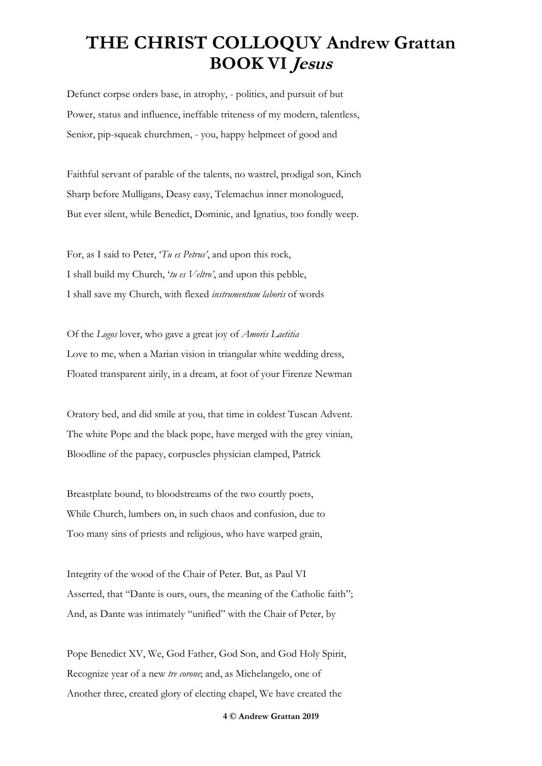# THE CHRIST COLLOQUY Andrew Grattan
## BOOK VI *Jesus*

Defunct corpse orders base, in atrophy, - politics, and pursuit of but
Power, status and influence, ineffable triteness of my modern, talentless,
Senior, pip-squeak churchmen, - you, happy helpmeet of good and

Faithful servant of parable of the talents, no wastrel, prodigal son, Kinch
Sharp before Mulligans, Deasy easy, Telemachus inner monologued,
But ever silent, while Benedict, Dominic, and Ignatius, too fondly weep.

For, as I said to Peter, '*Tu es Petrus'*, and upon this rock,
I shall build my Church, '*tu es Veltro'*, and upon this pebble,
I shall save my Church, with flexed *instrumentum laboris* of words

Of the *Logos* lover, who gave a great joy of *Amoris Laetitia*
Love to me, when a Marian vision in triangular white wedding dress,
Floated transparent airily, in a dream, at foot of your Firenze Newman

Oratory bed, and did smile at you, that time in coldest Tuscan Advent.
The white Pope and the black pope, have merged with the grey vinian,
Bloodline of the papacy, corpuscles physician clamped, Patrick

Breastplate bound, to bloodstreams of the two courtly poets,
While Church, lumbers on, in such chaos and confusion, due to
Too many sins of priests and religious, who have warped grain,

Integrity of the wood of the Chair of Peter. But, as Paul VI
Asserted, that "Dante is ours, ours, the meaning of the Catholic faith";
And, as Dante was intimately "unified" with the Chair of Peter, by

Pope Benedict XV, We, God Father, God Son, and God Holy Spirit,
Recognize year of a new *tre corone*; and, as Michelangelo, one of
Another three, created glory of electing chapel, We have created the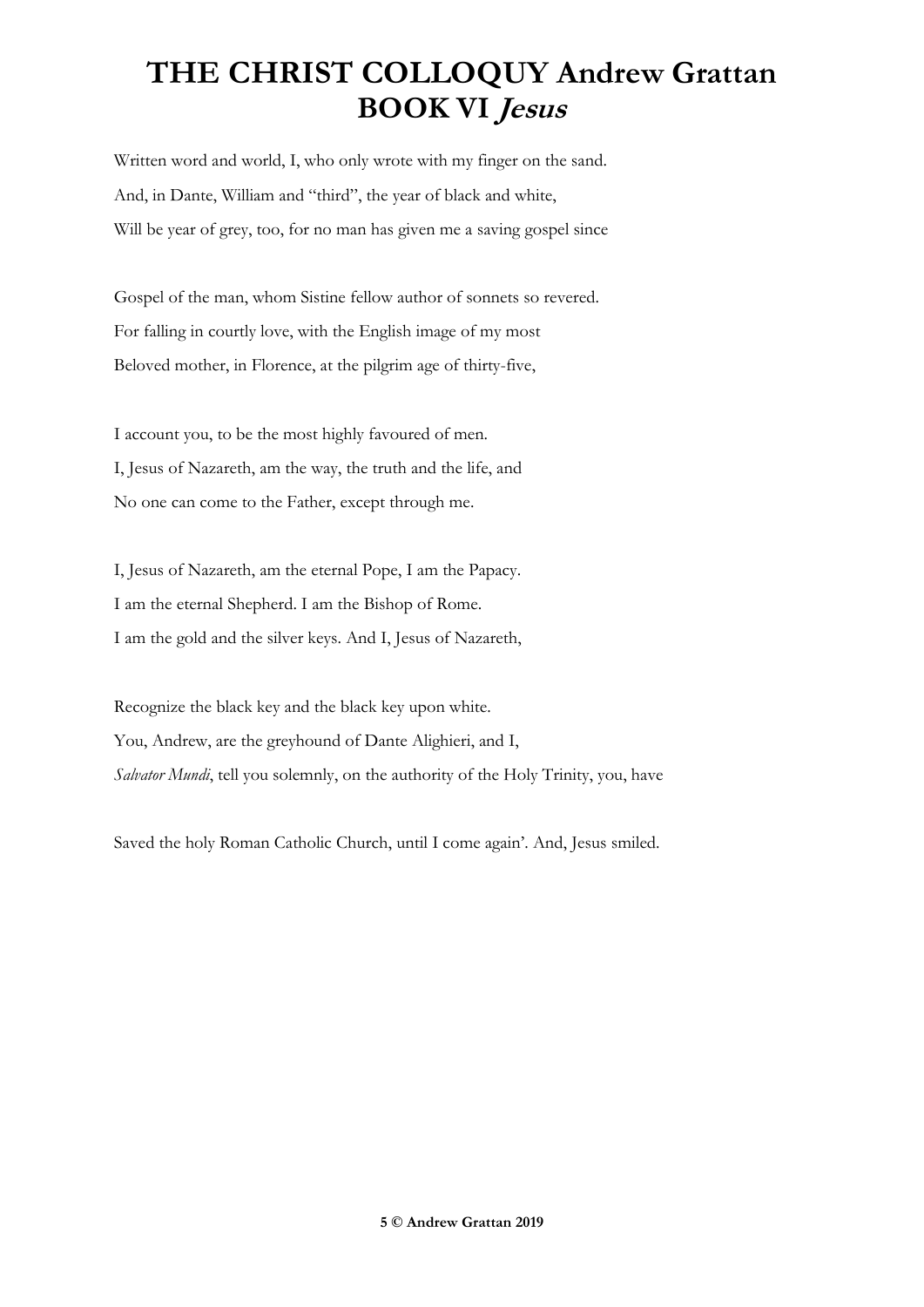# THE CHRIST COLLOQUY Andrew Grattan
## BOOK VI *Jesus*

Written word and world, I, who only wrote with my finger on the sand.
And, in Dante, William and "third", the year of black and white,
Will be year of grey, too, for no man has given me a saving gospel since

Gospel of the man, whom Sistine fellow author of sonnets so revered.
For falling in courtly love, with the English image of my most
Beloved mother, in Florence, at the pilgrim age of thirty-five,

I account you, to be the most highly favoured of men.
I, Jesus of Nazareth, am the way, the truth and the life, and
No one can come to the Father, except through me.

I, Jesus of Nazareth, am the eternal Pope, I am the Papacy.
I am the eternal Shepherd. I am the Bishop of Rome.
I am the gold and the silver keys. And I, Jesus of Nazareth,

Recognize the black key and the black key upon white.
You, Andrew, are the greyhound of Dante Alighieri, and I,
*Salvator Mundi*, tell you solemnly, on the authority of the Holy Trinity, you, have

Saved the holy Roman Catholic Church, until I come again'. And, Jesus smiled.

**© Andrew Grattan 2019**